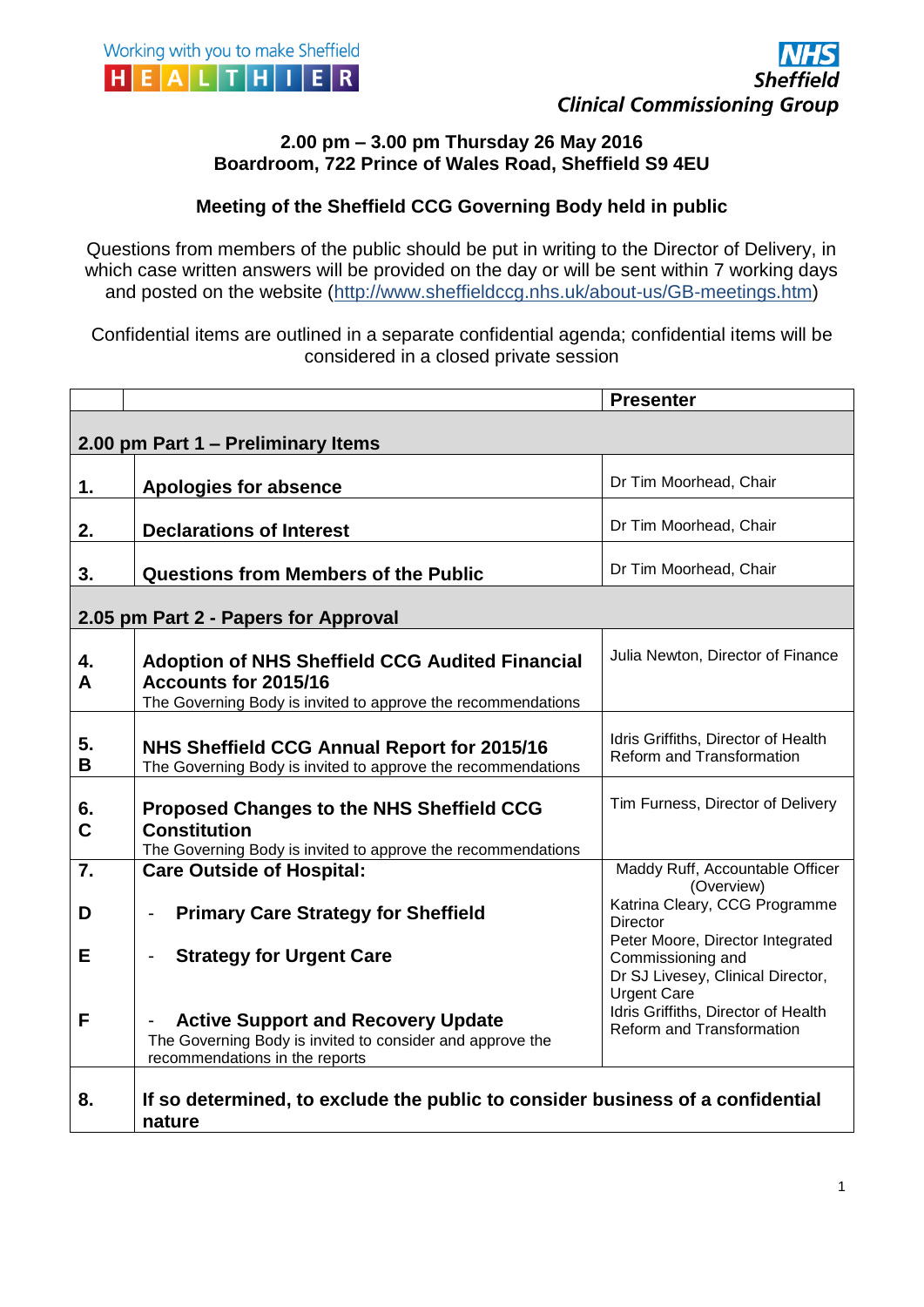Working with you to make Sheffield HEALTHIER

NHS Sheffield Clinical Commissioning Group

**2.00 pm – 3.00 pm Thursday 26 May 2016**
**Boardroom, 722 Prince of Wales Road, Sheffield S9 4EU**

## Meeting of the Sheffield CCG Governing Body held in public

Questions from members of the public should be put in writing to the Director of Delivery, in which case written answers will be provided on the day or will be sent within 7 working days and posted on the website (http://www.sheffieldccg.nhs.uk/about-us/GB-meetings.htm)

Confidential items are outlined in a separate confidential agenda; confidential items will be considered in a closed private session

| | | Presenter |
|---|---|---|
| **2.00 pm Part 1 – Preliminary Items** | | |
| **1.** | **Apologies for absence** | Dr Tim Moorhead, Chair |
| **2.** | **Declarations of Interest** | Dr Tim Moorhead, Chair |
| **3.** | **Questions from Members of the Public** | Dr Tim Moorhead, Chair |
| **2.05 pm Part 2 - Papers for Approval** | | |
| **4. A** | **Adoption of NHS Sheffield CCG Audited Financial Accounts for 2015/16** The Governing Body is invited to approve the recommendations | Julia Newton, Director of Finance |
| **5. B** | **NHS Sheffield CCG Annual Report for 2015/16** The Governing Body is invited to approve the recommendations | Idris Griffiths, Director of Health Reform and Transformation |
| **6. C** | **Proposed Changes to the NHS Sheffield CCG Constitution** The Governing Body is invited to approve the recommendations | Tim Furness, Director of Delivery |
| **7.** | **Care Outside of Hospital:** | Maddy Ruff, Accountable Officer (Overview) |
| **D** | - **Primary Care Strategy for Sheffield** | Katrina Cleary, CCG Programme Director |
| **E** | - **Strategy for Urgent Care** | Peter Moore, Director Integrated Commissioning and Dr SJ Livesey, Clinical Director, Urgent Care |
| **F** | - **Active Support and Recovery Update** The Governing Body is invited to consider and approve the recommendations in the reports | Idris Griffiths, Director of Health Reform and Transformation |
| **8.** | **If so determined, to exclude the public to consider business of a confidential nature** | |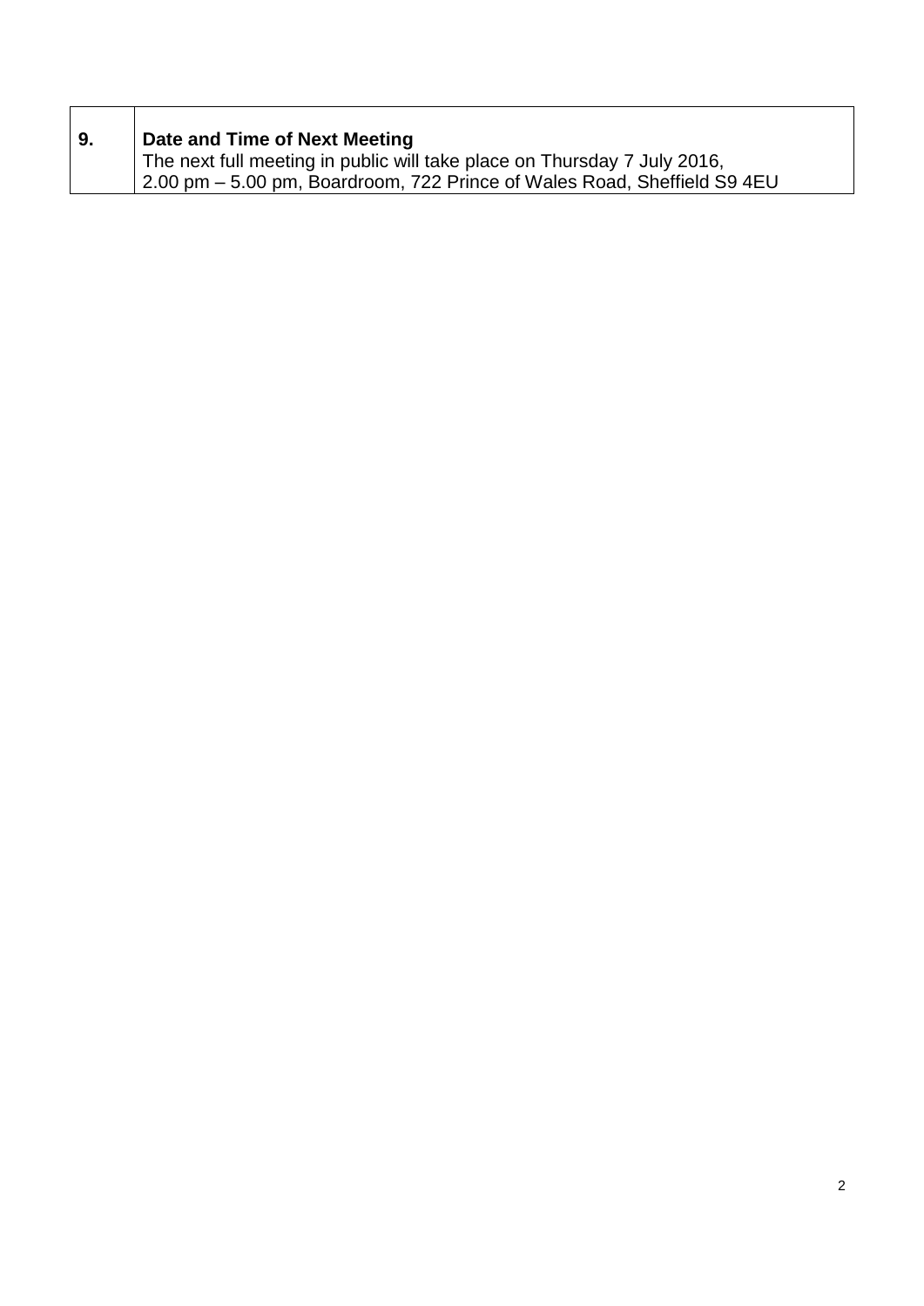| | |
|---|---|
| **9.** | **Date and Time of Next Meeting**<br>The next full meeting in public will take place on Thursday 7 July 2016, 2.00 pm – 5.00 pm, Boardroom, 722 Prince of Wales Road, Sheffield S9 4EU |